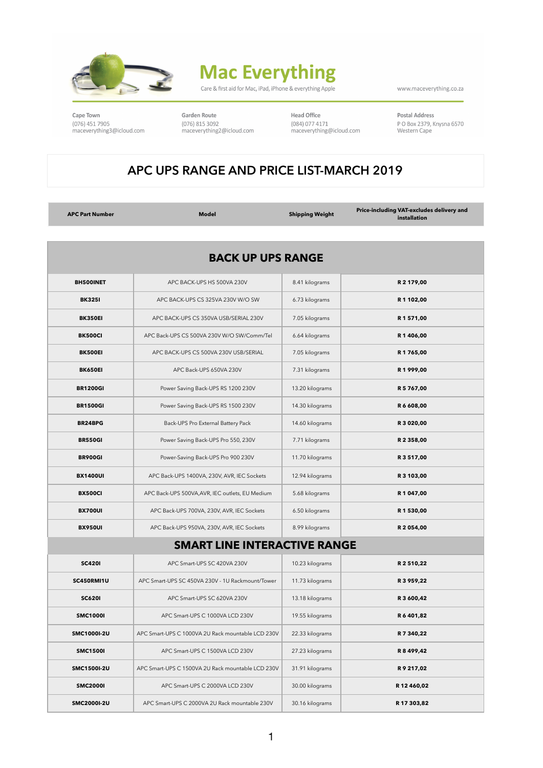# Mac Everything

Care & first aid for Mac, iPad, iPhone & everything Apple

www.maceverything.co.za

**Cape Town**
(076) 451 7905
maceverything3@icloud.com

**Garden Route**
(076) 815 3092
maceverything2@icloud.com

**Head Office**
(084) 077 4171
maceverything@icloud.com

**Postal Address**
P O Box 2379, Knysna 6570
Western Cape

## APC UPS RANGE AND PRICE LIST-MARCH 2019

| APC Part Number | Model | Shipping Weight | Price-including VAT-excludes delivery and installation |
|---|---|---|---|
| **BACK UP UPS RANGE** | | | |
| **BH500INET** | APC BACK-UPS HS 500VA 230V | 8.41 kilograms | **R 2 179,00** |
| **BK325I** | APC BACK-UPS CS 325VA 230V W/O SW | 6.73 kilograms | **R 1 102,00** |
| **BK350EI** | APC BACK-UPS CS 350VA USB/SERIAL 230V | 7.05 kilograms | **R 1 571,00** |
| **BK500CI** | APC Back-UPS CS 500VA 230V W/O SW/Comm/Tel | 6.64 kilograms | **R 1 406,00** |
| **BK500EI** | APC BACK-UPS CS 500VA 230V USB/SERIAL | 7.05 kilograms | **R 1 765,00** |
| **BK650EI** | APC Back-UPS 650VA 230V | 7.31 kilograms | **R 1 999,00** |
| **BR1200GI** | Power Saving Back-UPS RS 1200 230V | 13.20 kilograms | **R 5 767,00** |
| **BR1500GI** | Power Saving Back-UPS RS 1500 230V | 14.30 kilograms | **R 6 608,00** |
| **BR24BPG** | Back-UPS Pro External Battery Pack | 14.60 kilograms | **R 3 020,00** |
| **BR550GI** | Power Saving Back-UPS Pro 550, 230V | 7.71 kilograms | **R 2 358,00** |
| **BR900GI** | Power-Saving Back-UPS Pro 900 230V | 11.70 kilograms | **R 3 517,00** |
| **BX1400UI** | APC Back-UPS 1400VA, 230V, AVR, IEC Sockets | 12.94 kilograms | **R 3 103,00** |
| **BX500CI** | APC Back-UPS 500VA,AVR, IEC outlets, EU Medium | 5.68 kilograms | **R 1 047,00** |
| **BX700UI** | APC Back-UPS 700VA, 230V, AVR, IEC Sockets | 6.50 kilograms | **R 1 530,00** |
| **BX950UI** | APC Back-UPS 950VA, 230V, AVR, IEC Sockets | 8.99 kilograms | **R 2 054,00** |
| **SMART LINE INTERACTIVE RANGE** | | | |
| **SC420I** | APC Smart-UPS SC 420VA 230V | 10.23 kilograms | **R 2 510,22** |
| **SC450RMI1U** | APC Smart-UPS SC 450VA 230V - 1U Rackmount/Tower | 11.73 kilograms | **R 3 959,22** |
| **SC620I** | APC Smart-UPS SC 620VA 230V | 13.18 kilograms | **R 3 600,42** |
| **SMC1000I** | APC Smart-UPS C 1000VA LCD 230V | 19.55 kilograms | **R 6 401,82** |
| **SMC1000I-2U** | APC Smart-UPS C 1000VA 2U Rack mountable LCD 230V | 22.33 kilograms | **R 7 340,22** |
| **SMC1500I** | APC Smart-UPS C 1500VA LCD 230V | 27.23 kilograms | **R 8 499,42** |
| **SMC1500I-2U** | APC Smart-UPS C 1500VA 2U Rack mountable LCD 230V | 31.91 kilograms | **R 9 217,02** |
| **SMC2000I** | APC Smart-UPS C 2000VA LCD 230V | 30.00 kilograms | **R 12 460,02** |
| **SMC2000I-2U** | APC Smart-UPS C 2000VA 2U Rack mountable 230V | 30.16 kilograms | **R 17 303,82** |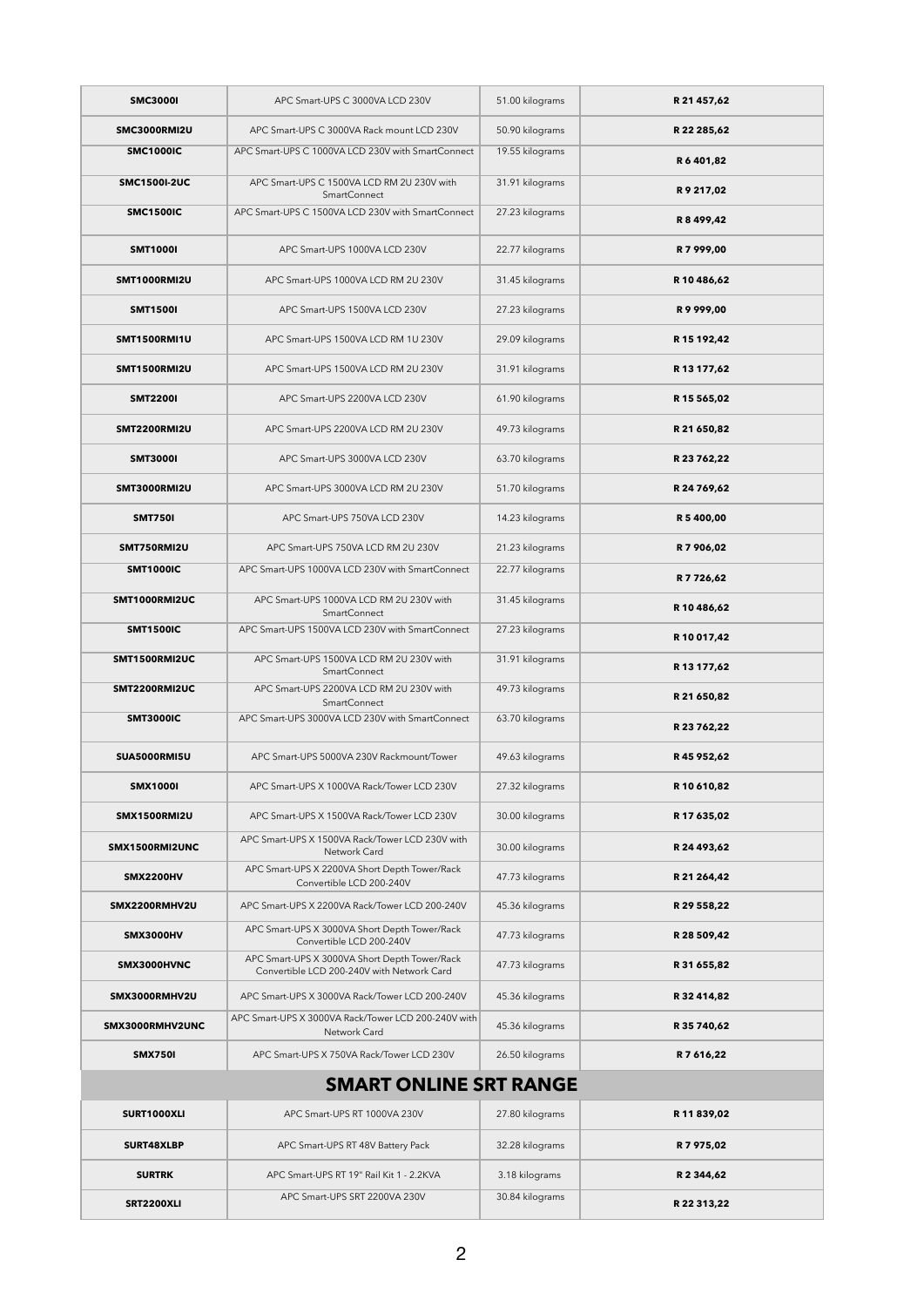| | | | |
|---|---|---|---|
| **SMC3000I** | APC Smart-UPS C 3000VA LCD 230V | 51.00 kilograms | **R 21 457,62** |
| **SMC3000RMI2U** | APC Smart-UPS C 3000VA Rack mount LCD 230V | 50.90 kilograms | **R 22 285,62** |
| **SMC1000IC** | APC Smart-UPS C 1000VA LCD 230V with SmartConnect | 19.55 kilograms | **R 6 401,82** |
| **SMC1500I-2UC** | APC Smart-UPS C 1500VA LCD RM 2U 230V with SmartConnect | 31.91 kilograms | **R 9 217,02** |
| **SMC1500IC** | APC Smart-UPS C 1500VA LCD 230V with SmartConnect | 27.23 kilograms | **R 8 499,42** |
| **SMT1000I** | APC Smart-UPS 1000VA LCD 230V | 22.77 kilograms | **R 7 999,00** |
| **SMT1000RMI2U** | APC Smart-UPS 1000VA LCD RM 2U 230V | 31.45 kilograms | **R 10 486,62** |
| **SMT1500I** | APC Smart-UPS 1500VA LCD 230V | 27.23 kilograms | **R 9 999,00** |
| **SMT1500RMI1U** | APC Smart-UPS 1500VA LCD RM 1U 230V | 29.09 kilograms | **R 15 192,42** |
| **SMT1500RMI2U** | APC Smart-UPS 1500VA LCD RM 2U 230V | 31.91 kilograms | **R 13 177,62** |
| **SMT2200I** | APC Smart-UPS 2200VA LCD 230V | 61.90 kilograms | **R 15 565,02** |
| **SMT2200RMI2U** | APC Smart-UPS 2200VA LCD RM 2U 230V | 49.73 kilograms | **R 21 650,82** |
| **SMT3000I** | APC Smart-UPS 3000VA LCD 230V | 63.70 kilograms | **R 23 762,22** |
| **SMT3000RMI2U** | APC Smart-UPS 3000VA LCD RM 2U 230V | 51.70 kilograms | **R 24 769,62** |
| **SMT750I** | APC Smart-UPS 750VA LCD 230V | 14.23 kilograms | **R 5 400,00** |
| **SMT750RMI2U** | APC Smart-UPS 750VA LCD RM 2U 230V | 21.23 kilograms | **R 7 906,02** |
| **SMT1000IC** | APC Smart-UPS 1000VA LCD 230V with SmartConnect | 22.77 kilograms | **R 7 726,62** |
| **SMT1000RMI2UC** | APC Smart-UPS 1000VA LCD RM 2U 230V with SmartConnect | 31.45 kilograms | **R 10 486,62** |
| **SMT1500IC** | APC Smart-UPS 1500VA LCD 230V with SmartConnect | 27.23 kilograms | **R 10 017,42** |
| **SMT1500RMI2UC** | APC Smart-UPS 1500VA LCD RM 2U 230V with SmartConnect | 31.91 kilograms | **R 13 177,62** |
| **SMT2200RMI2UC** | APC Smart-UPS 2200VA LCD RM 2U 230V with SmartConnect | 49.73 kilograms | **R 21 650,82** |
| **SMT3000IC** | APC Smart-UPS 3000VA LCD 230V with SmartConnect | 63.70 kilograms | **R 23 762,22** |
| **SUA5000RMI5U** | APC Smart-UPS 5000VA 230V Rackmount/Tower | 49.63 kilograms | **R 45 952,62** |
| **SMX1000I** | APC Smart-UPS X 1000VA Rack/Tower LCD 230V | 27.32 kilograms | **R 10 610,82** |
| **SMX1500RMI2U** | APC Smart-UPS X 1500VA Rack/Tower LCD 230V | 30.00 kilograms | **R 17 635,02** |
| **SMX1500RMI2UNC** | APC Smart-UPS X 1500VA Rack/Tower LCD 230V with Network Card | 30.00 kilograms | **R 24 493,62** |
| **SMX2200HV** | APC Smart-UPS X 2200VA Short Depth Tower/Rack Convertible LCD 200-240V | 47.73 kilograms | **R 21 264,42** |
| **SMX2200RMHV2U** | APC Smart-UPS X 2200VA Rack/Tower LCD 200-240V | 45.36 kilograms | **R 29 558,22** |
| **SMX3000HV** | APC Smart-UPS X 3000VA Short Depth Tower/Rack Convertible LCD 200-240V | 47.73 kilograms | **R 28 509,42** |
| **SMX3000HVNC** | APC Smart-UPS X 3000VA Short Depth Tower/Rack Convertible LCD 200-240V with Network Card | 47.73 kilograms | **R 31 655,82** |
| **SMX3000RMHV2U** | APC Smart-UPS X 3000VA Rack/Tower LCD 200-240V | 45.36 kilograms | **R 32 414,82** |
| **SMX3000RMHV2UNC** | APC Smart-UPS X 3000VA Rack/Tower LCD 200-240V with Network Card | 45.36 kilograms | **R 35 740,62** |
| **SMX750I** | APC Smart-UPS X 750VA Rack/Tower LCD 230V | 26.50 kilograms | **R 7 616,22** |
| **SMART ONLINE SRT RANGE** | | | |
| **SURT1000XLI** | APC Smart-UPS RT 1000VA 230V | 27.80 kilograms | **R 11 839,02** |
| **SURT48XLBP** | APC Smart-UPS RT 48V Battery Pack | 32.28 kilograms | **R 7 975,02** |
| **SURTRK** | APC Smart-UPS RT 19" Rail Kit 1 - 2.2KVA | 3.18 kilograms | **R 2 344,62** |
| **SRT2200XLI** | APC Smart-UPS SRT 2200VA 230V | 30.84 kilograms | **R 22 313,22** |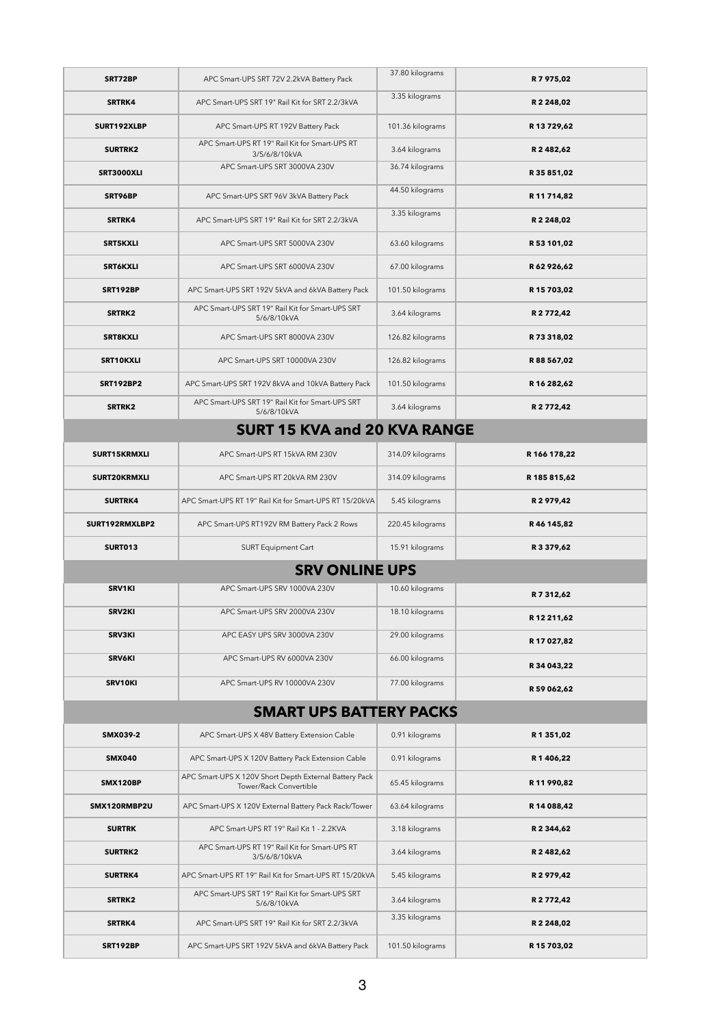| | | | |
|---|---|---|---|
| **SRT72BP** | APC Smart-UPS SRT 72V 2.2kVA Battery Pack | 37.80 kilograms | **R 7 975,02** |
| **SRTRK4** | APC Smart-UPS SRT 19" Rail Kit for SRT 2.2/3kVA | 3.35 kilograms | **R 2 248,02** |
| **SURT192XLBP** | APC Smart-UPS RT 192V Battery Pack | 101.36 kilograms | **R 13 729,62** |
| **SURTRK2** | APC Smart-UPS RT 19" Rail Kit for Smart-UPS RT 3/5/6/8/10kVA | 3.64 kilograms | **R 2 482,62** |
| **SRT3000XLI** | APC Smart-UPS SRT 3000VA 230V | 36.74 kilograms | **R 35 851,02** |
| **SRT96BP** | APC Smart-UPS SRT 96V 3kVA Battery Pack | 44.50 kilograms | **R 11 714,82** |
| **SRTRK4** | APC Smart-UPS SRT 19" Rail Kit for SRT 2.2/3kVA | 3.35 kilograms | **R 2 248,02** |
| **SRT5KXLI** | APC Smart-UPS SRT 5000VA 230V | 63.60 kilograms | **R 53 101,02** |
| **SRT6KXLI** | APC Smart-UPS SRT 6000VA 230V | 67.00 kilograms | **R 62 926,62** |
| **SRT192BP** | APC Smart-UPS SRT 192V 5kVA and 6kVA Battery Pack | 101.50 kilograms | **R 15 703,02** |
| **SRTRK2** | APC Smart-UPS SRT 19" Rail Kit for Smart-UPS SRT 5/6/8/10kVA | 3.64 kilograms | **R 2 772,42** |
| **SRT8KXLI** | APC Smart-UPS SRT 8000VA 230V | 126.82 kilograms | **R 73 318,02** |
| **SRT10KXLI** | APC Smart-UPS SRT 10000VA 230V | 126.82 kilograms | **R 88 567,02** |
| **SRT192BP2** | APC Smart-UPS SRT 192V 8kVA and 10kVA Battery Pack | 101.50 kilograms | **R 16 282,62** |
| **SRTRK2** | APC Smart-UPS SRT 19" Rail Kit for Smart-UPS SRT 5/6/8/10kVA | 3.64 kilograms | **R 2 772,42** |
| **SURT 15 KVA and 20 KVA RANGE** | | | |
| **SURT15KRMXLI** | APC Smart-UPS RT 15kVA RM 230V | 314.09 kilograms | **R 166 178,22** |
| **SURT20KRMXLI** | APC Smart-UPS RT 20kVA RM 230V | 314.09 kilograms | **R 185 815,62** |
| **SURTRK4** | APC Smart-UPS RT 19" Rail Kit for Smart-UPS RT 15/20kVA | 5.45 kilograms | **R 2 979,42** |
| **SURT192RMXLBP2** | APC Smart-UPS RT192V RM Battery Pack 2 Rows | 220.45 kilograms | **R 46 145,82** |
| **SURT013** | SURT Equipment Cart | 15.91 kilograms | **R 3 379,62** |
| **SRV ONLINE UPS** | | | |
| **SRV1KI** | APC Smart-UPS SRV 1000VA 230V | 10.60 kilograms | **R 7 312,62** |
| **SRV2KI** | APC Smart-UPS SRV 2000VA 230V | 18.10 kilograms | **R 12 211,62** |
| **SRV3KI** | APC EASY UPS SRV 3000VA 230V | 29.00 kilograms | **R 17 027,82** |
| **SRV6KI** | APC Smart-UPS RV 6000VA 230V | 66.00 kilograms | **R 34 043,22** |
| **SRV10KI** | APC Smart-UPS RV 10000VA 230V | 77.00 kilograms | **R 59 062,62** |
| **SMART UPS BATTERY PACKS** | | | |
| **SMX039-2** | APC Smart-UPS X 48V Battery Extension Cable | 0.91 kilograms | **R 1 351,02** |
| **SMX040** | APC Smart-UPS X 120V Battery Pack Extension Cable | 0.91 kilograms | **R 1 406,22** |
| **SMX120BP** | APC Smart-UPS X 120V Short Depth External Battery Pack Tower/Rack Convertible | 65.45 kilograms | **R 11 990,82** |
| **SMX120RMBP2U** | APC Smart-UPS X 120V External Battery Pack Rack/Tower | 63.64 kilograms | **R 14 088,42** |
| **SURTRK** | APC Smart-UPS RT 19" Rail Kit 1 - 2.2KVA | 3.18 kilograms | **R 2 344,62** |
| **SURTRK2** | APC Smart-UPS RT 19" Rail Kit for Smart-UPS RT 3/5/6/8/10kVA | 3.64 kilograms | **R 2 482,62** |
| **SURTRK4** | APC Smart-UPS RT 19" Rail Kit for Smart-UPS RT 15/20kVA | 5.45 kilograms | **R 2 979,42** |
| **SRTRK2** | APC Smart-UPS SRT 19" Rail Kit for Smart-UPS SRT 5/6/8/10kVA | 3.64 kilograms | **R 2 772,42** |
| **SRTRK4** | APC Smart-UPS SRT 19" Rail Kit for SRT 2.2/3kVA | 3.35 kilograms | **R 2 248,02** |
| **SRT192BP** | APC Smart-UPS SRT 192V 5kVA and 6kVA Battery Pack | 101.50 kilograms | **R 15 703,02** |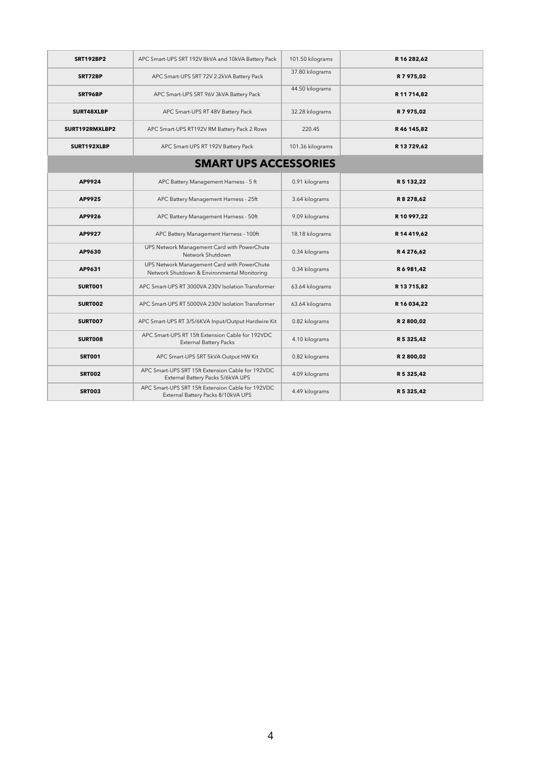| | | | |
|---|---|---|---|
| **SRT192BP2** | APC Smart-UPS SRT 192V 8kVA and 10kVA Battery Pack | 101.50 kilograms | **R 16 282,62** |
| **SRT72BP** | APC Smart-UPS SRT 72V 2.2kVA Battery Pack | 37.80 kilograms | **R 7 975,02** |
| **SRT96BP** | APC Smart-UPS SRT 96V 3kVA Battery Pack | 44.50 kilograms | **R 11 714,82** |
| **SURT48XLBP** | APC Smart-UPS RT 48V Battery Pack | 32.28 kilograms | **R 7 975,02** |
| **SURT192RMXLBP2** | APC Smart-UPS RT192V RM Battery Pack 2 Rows | 220.45 | **R 46 145,82** |
| **SURT192XLBP** | APC Smart-UPS RT 192V Battery Pack | 101.36 kilograms | **R 13 729,62** |
| **SMART UPS ACCESSORIES** | | | |
| **AP9924** | APC Battery Management Harness - 5 ft | 0.91 kilograms | **R 5 132,22** |
| **AP9925** | APC Battery Management Harness - 25ft | 3.64 kilograms | **R 8 278,62** |
| **AP9926** | APC Battery Management Harness - 50ft | 9.09 kilograms | **R 10 997,22** |
| **AP9927** | APC Battery Management Harness - 100ft | 18.18 kilograms | **R 14 419,62** |
| **AP9630** | UPS Network Management Card with PowerChute Network Shutdown | 0.34 kilograms | **R 4 276,62** |
| **AP9631** | UPS Network Management Card with PowerChute Network Shutdown & Environmental Monitoring | 0.34 kilograms | **R 6 981,42** |
| **SURT001** | APC Smart-UPS RT 3000VA 230V Isolation Transformer | 63.64 kilograms | **R 13 715,82** |
| **SURT002** | APC Smart-UPS RT 5000VA 230V Isolation Transformer | 63.64 kilograms | **R 16 034,22** |
| **SURT007** | APC Smart-UPS RT 3/5/6KVA Input/Output Hardwire Kit | 0.82 kilograms | **R 2 800,02** |
| **SURT008** | APC Smart-UPS RT 15ft Extension Cable for 192VDC External Battery Packs | 4.10 kilograms | **R 5 325,42** |
| **SRT001** | APC Smart-UPS SRT 5kVA Output HW Kit | 0.82 kilograms | **R 2 800,02** |
| **SRT002** | APC Smart-UPS SRT 15ft Extension Cable for 192VDC External Battery Packs 5/6kVA UPS | 4.09 kilograms | **R 5 325,42** |
| **SRT003** | APC Smart-UPS SRT 15ft Extension Cable for 192VDC External Battery Packs 8/10kVA UPS | 4.49 kilograms | **R 5 325,42** |